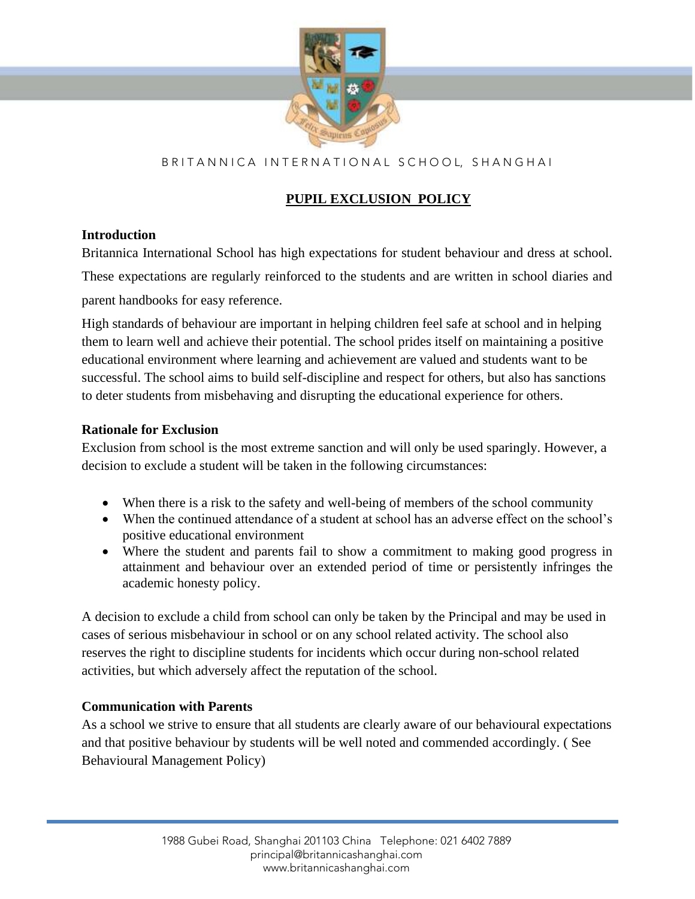BRITANNICA INTERNATIONAL SCHOOL, SHANGHAI

# PUPIL EXCLUSION POLICY

## Introduction

Britannica International School has high expectations for student behaviour and dress at school. These expectations are regularly reinforced to the students and are written in school diaries and parent handbooks for easy reference.

High standards of behaviour are important in helping children feel safe at school and in helping them to learn well and achieve their potential. The school prides itself on maintaining a positive educational environment where learning and achievement are valued and students want to be successful. The school aims to build self-discipline and respect for others, but also has sanctions to deter students from misbehaving and disrupting the educational experience for others.

## Rationale for Exclusion

Exclusion from school is the most extreme sanction and will only be used sparingly. However, a decision to exclude a student will be taken in the following circumstances:

- When there is a risk to the safety and well-being of members of the school community
- When the continued attendance of a student at school has an adverse effect on the school's positive educational environment
- Where the student and parents fail to show a commitment to making good progress in attainment and behaviour over an extended period of time or persistently infringes the academic honesty policy.

A decision to exclude a child from school can only be taken by the Principal and may be used in cases of serious misbehaviour in school or on any school related activity. The school also reserves the right to discipline students for incidents which occur during non-school related activities, but which adversely affect the reputation of the school.

## Communication with Parents

As a school we strive to ensure that all students are clearly aware of our behavioural expectations and that positive behaviour by students will be well noted and commended accordingly. ( See Behavioural Management Policy)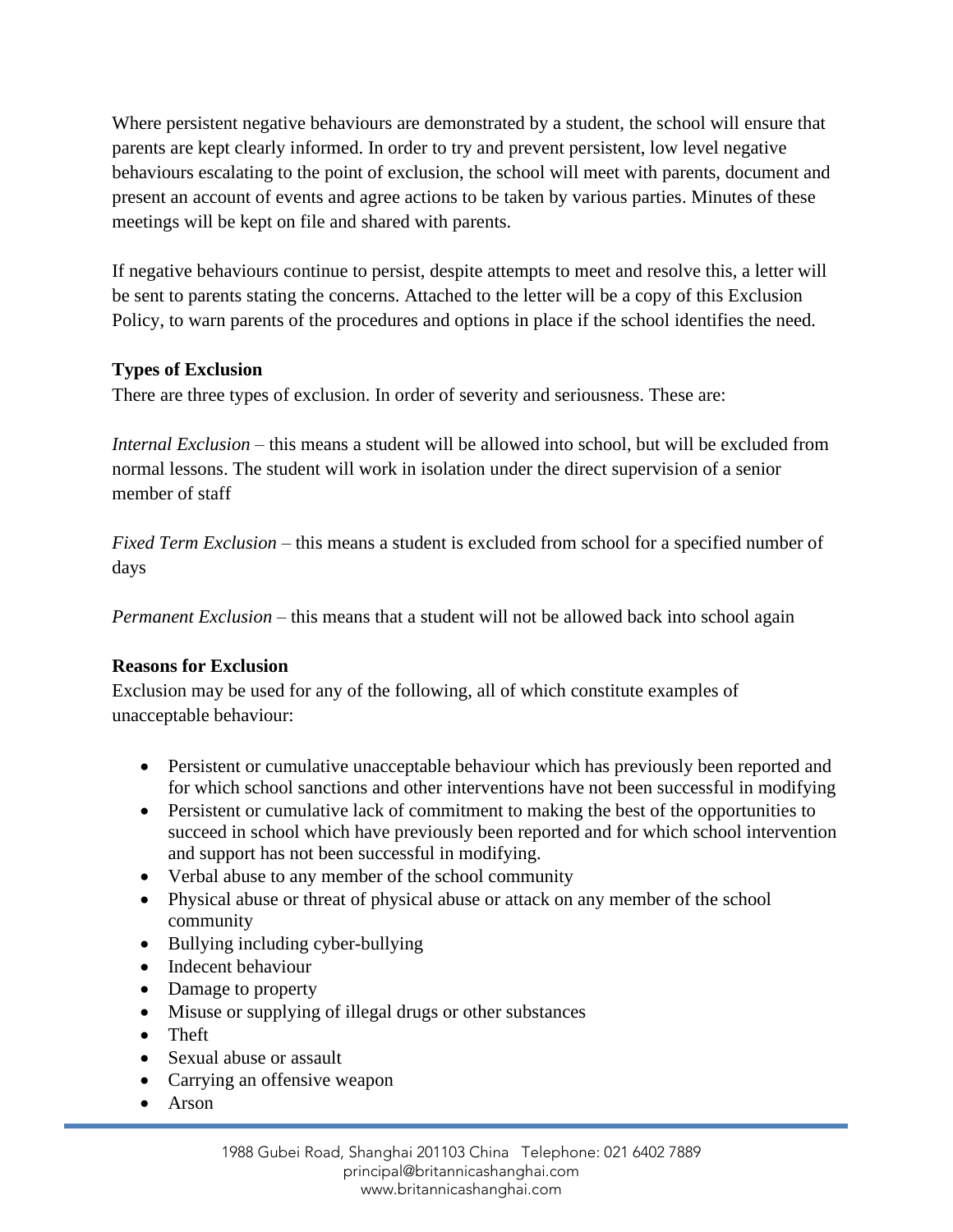Where persistent negative behaviours are demonstrated by a student, the school will ensure that parents are kept clearly informed. In order to try and prevent persistent, low level negative behaviours escalating to the point of exclusion, the school will meet with parents, document and present an account of events and agree actions to be taken by various parties. Minutes of these meetings will be kept on file and shared with parents.

If negative behaviours continue to persist, despite attempts to meet and resolve this, a letter will be sent to parents stating the concerns. Attached to the letter will be a copy of this Exclusion Policy, to warn parents of the procedures and options in place if the school identifies the need.

**Types of Exclusion**

There are three types of exclusion. In order of severity and seriousness. These are:

*Internal Exclusion* – this means a student will be allowed into school, but will be excluded from normal lessons. The student will work in isolation under the direct supervision of a senior member of staff

*Fixed Term Exclusion* – this means a student is excluded from school for a specified number of days

*Permanent Exclusion* – this means that a student will not be allowed back into school again

**Reasons for Exclusion**

Exclusion may be used for any of the following, all of which constitute examples of unacceptable behaviour:

- Persistent or cumulative unacceptable behaviour which has previously been reported and for which school sanctions and other interventions have not been successful in modifying
- Persistent or cumulative lack of commitment to making the best of the opportunities to succeed in school which have previously been reported and for which school intervention and support has not been successful in modifying.
- Verbal abuse to any member of the school community
- Physical abuse or threat of physical abuse or attack on any member of the school community
- Bullying including cyber-bullying
- Indecent behaviour
- Damage to property
- Misuse or supplying of illegal drugs or other substances
- Theft
- Sexual abuse or assault
- Carrying an offensive weapon
- Arson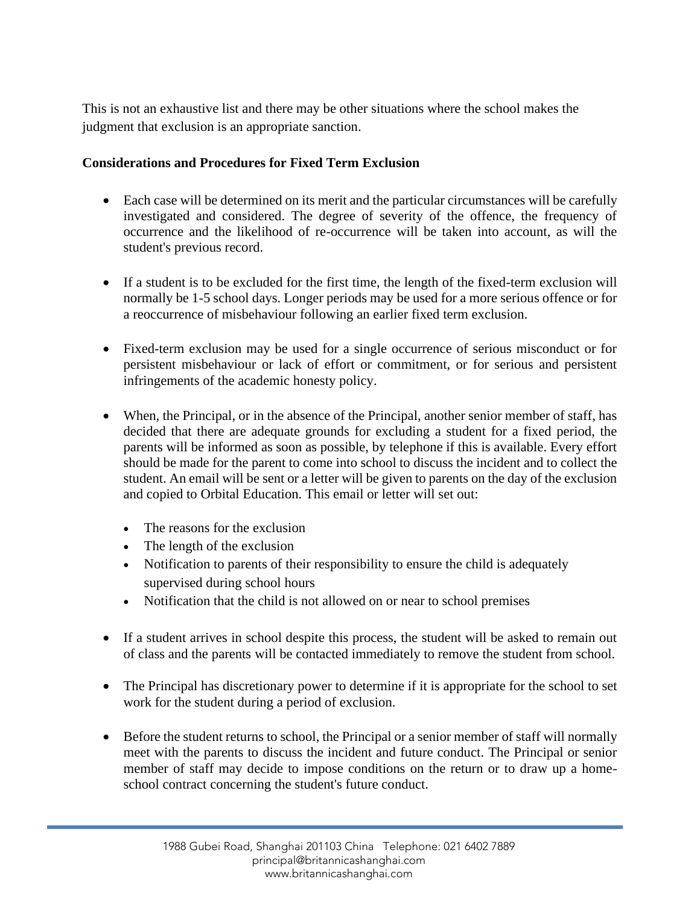This is not an exhaustive list and there may be other situations where the school makes the judgment that exclusion is an appropriate sanction.

**Considerations and Procedures for Fixed Term Exclusion**

- Each case will be determined on its merit and the particular circumstances will be carefully investigated and considered. The degree of severity of the offence, the frequency of occurrence and the likelihood of re-occurrence will be taken into account, as will the student's previous record.

- If a student is to be excluded for the first time, the length of the fixed-term exclusion will normally be 1-5 school days. Longer periods may be used for a more serious offence or for a reoccurrence of misbehaviour following an earlier fixed term exclusion.

- Fixed-term exclusion may be used for a single occurrence of serious misconduct or for persistent misbehaviour or lack of effort or commitment, or for serious and persistent infringements of the academic honesty policy.

- When, the Principal, or in the absence of the Principal, another senior member of staff, has decided that there are adequate grounds for excluding a student for a fixed period, the parents will be informed as soon as possible, by telephone if this is available. Every effort should be made for the parent to come into school to discuss the incident and to collect the student. An email will be sent or a letter will be given to parents on the day of the exclusion and copied to Orbital Education. This email or letter will set out:

    - The reasons for the exclusion
    - The length of the exclusion
    - Notification to parents of their responsibility to ensure the child is adequately supervised during school hours
    - Notification that the child is not allowed on or near to school premises

- If a student arrives in school despite this process, the student will be asked to remain out of class and the parents will be contacted immediately to remove the student from school.

- The Principal has discretionary power to determine if it is appropriate for the school to set work for the student during a period of exclusion.

- Before the student returns to school, the Principal or a senior member of staff will normally meet with the parents to discuss the incident and future conduct. The Principal or senior member of staff may decide to impose conditions on the return or to draw up a home-school contract concerning the student's future conduct.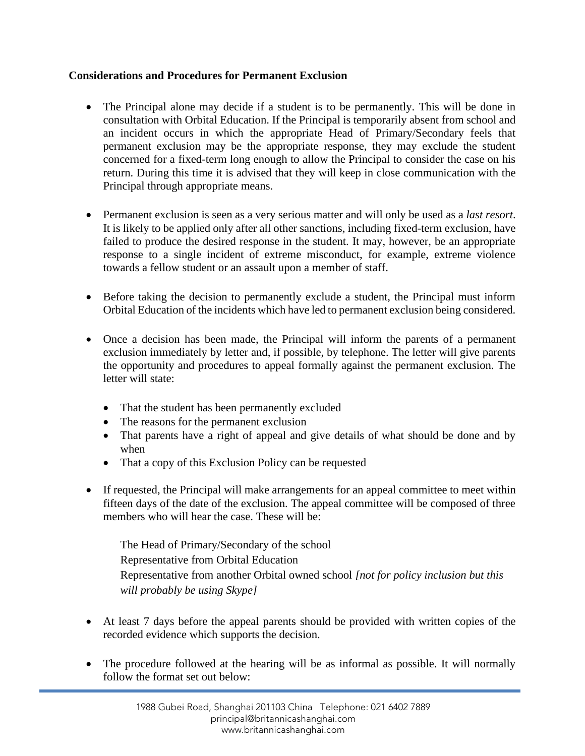**Considerations and Procedures for Permanent Exclusion**

- The Principal alone may decide if a student is to be permanently. This will be done in consultation with Orbital Education. If the Principal is temporarily absent from school and an incident occurs in which the appropriate Head of Primary/Secondary feels that permanent exclusion may be the appropriate response, they may exclude the student concerned for a fixed-term long enough to allow the Principal to consider the case on his return. During this time it is advised that they will keep in close communication with the Principal through appropriate means.

- Permanent exclusion is seen as a very serious matter and will only be used as a *last resort*. It is likely to be applied only after all other sanctions, including fixed-term exclusion, have failed to produce the desired response in the student. It may, however, be an appropriate response to a single incident of extreme misconduct, for example, extreme violence towards a fellow student or an assault upon a member of staff.

- Before taking the decision to permanently exclude a student, the Principal must inform Orbital Education of the incidents which have led to permanent exclusion being considered.

- Once a decision has been made, the Principal will inform the parents of a permanent exclusion immediately by letter and, if possible, by telephone. The letter will give parents the opportunity and procedures to appeal formally against the permanent exclusion. The letter will state:

  - That the student has been permanently excluded
  - The reasons for the permanent exclusion
  - That parents have a right of appeal and give details of what should be done and by when
  - That a copy of this Exclusion Policy can be requested

- If requested, the Principal will make arrangements for an appeal committee to meet within fifteen days of the date of the exclusion. The appeal committee will be composed of three members who will hear the case. These will be:

  The Head of Primary/Secondary of the school
  Representative from Orbital Education
  Representative from another Orbital owned school *[not for policy inclusion but this will probably be using Skype]*

- At least 7 days before the appeal parents should be provided with written copies of the recorded evidence which supports the decision.

- The procedure followed at the hearing will be as informal as possible. It will normally follow the format set out below: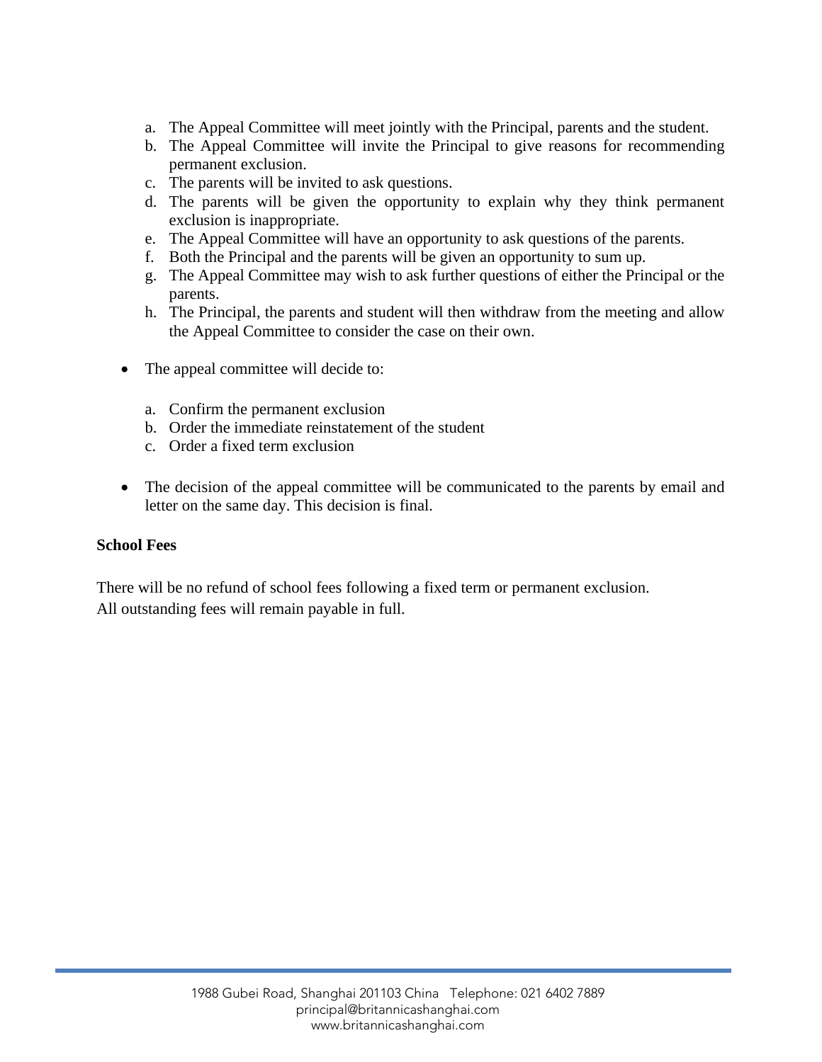a. The Appeal Committee will meet jointly with the Principal, parents and the student.
b. The Appeal Committee will invite the Principal to give reasons for recommending permanent exclusion.
c. The parents will be invited to ask questions.
d. The parents will be given the opportunity to explain why they think permanent exclusion is inappropriate.
e. The Appeal Committee will have an opportunity to ask questions of the parents.
f. Both the Principal and the parents will be given an opportunity to sum up.
g. The Appeal Committee may wish to ask further questions of either the Principal or the parents.
h. The Principal, the parents and student will then withdraw from the meeting and allow the Appeal Committee to consider the case on their own.

- The appeal committee will decide to:

  a. Confirm the permanent exclusion
  b. Order the immediate reinstatement of the student
  c. Order a fixed term exclusion

- The decision of the appeal committee will be communicated to the parents by email and letter on the same day. This decision is final.

**School Fees**

There will be no refund of school fees following a fixed term or permanent exclusion.
All outstanding fees will remain payable in full.